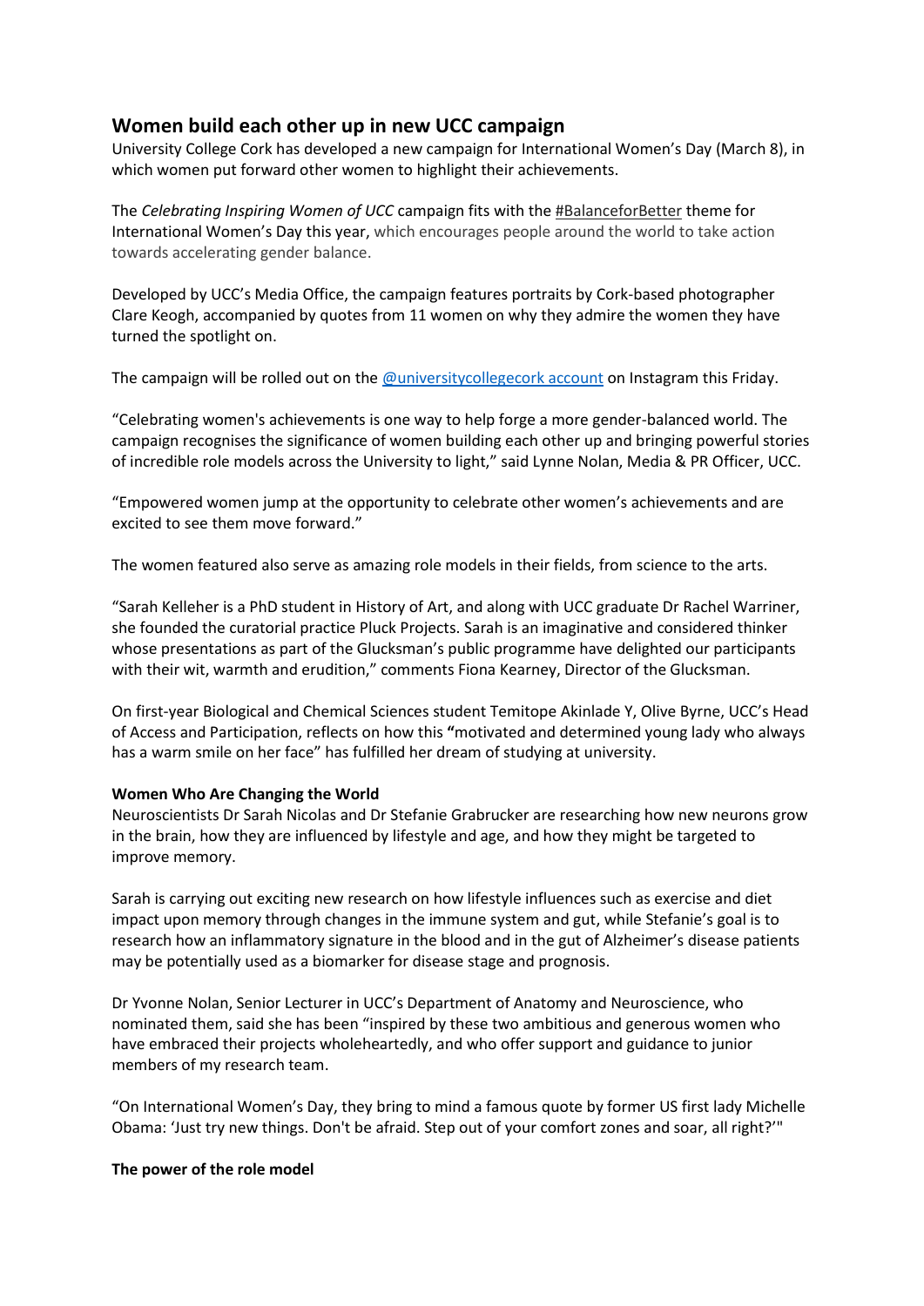# Women build each other up in new UCC campaign

University College Cork has developed a new campaign for International Women's Day (March 8), in which women put forward other women to highlight their achievements.

The *Celebrating Inspiring Women of UCC* campaign fits with the #BalanceforBetter theme for International Women's Day this year, which encourages people around the world to take action towards accelerating gender balance.

Developed by UCC's Media Office, the campaign features portraits by Cork-based photographer Clare Keogh, accompanied by quotes from 11 women on why they admire the women they have turned the spotlight on.

The campaign will be rolled out on the @universitycollegecork account on Instagram this Friday.

"Celebrating women's achievements is one way to help forge a more gender-balanced world. The campaign recognises the significance of women building each other up and bringing powerful stories of incredible role models across the University to light," said Lynne Nolan, Media & PR Officer, UCC.

"Empowered women jump at the opportunity to celebrate other women's achievements and are excited to see them move forward."

The women featured also serve as amazing role models in their fields, from science to the arts.

"Sarah Kelleher is a PhD student in History of Art, and along with UCC graduate Dr Rachel Warriner, she founded the curatorial practice Pluck Projects. Sarah is an imaginative and considered thinker whose presentations as part of the Glucksman's public programme have delighted our participants with their wit, warmth and erudition," comments Fiona Kearney, Director of the Glucksman.

On first-year Biological and Chemical Sciences student Temitope Akinlade Y, Olive Byrne, UCC's Head of Access and Participation, reflects on how this "motivated and determined young lady who always has a warm smile on her face" has fulfilled her dream of studying at university.

**Women Who Are Changing the World**

Neuroscientists Dr Sarah Nicolas and Dr Stefanie Grabrucker are researching how new neurons grow in the brain, how they are influenced by lifestyle and age, and how they might be targeted to improve memory.

Sarah is carrying out exciting new research on how lifestyle influences such as exercise and diet impact upon memory through changes in the immune system and gut, while Stefanie's goal is to research how an inflammatory signature in the blood and in the gut of Alzheimer's disease patients may be potentially used as a biomarker for disease stage and prognosis.

Dr Yvonne Nolan, Senior Lecturer in UCC's Department of Anatomy and Neuroscience, who nominated them, said she has been "inspired by these two ambitious and generous women who have embraced their projects wholeheartedly, and who offer support and guidance to junior members of my research team.

"On International Women's Day, they bring to mind a famous quote by former US first lady Michelle Obama: 'Just try new things. Don't be afraid. Step out of your comfort zones and soar, all right?'"

**The power of the role model**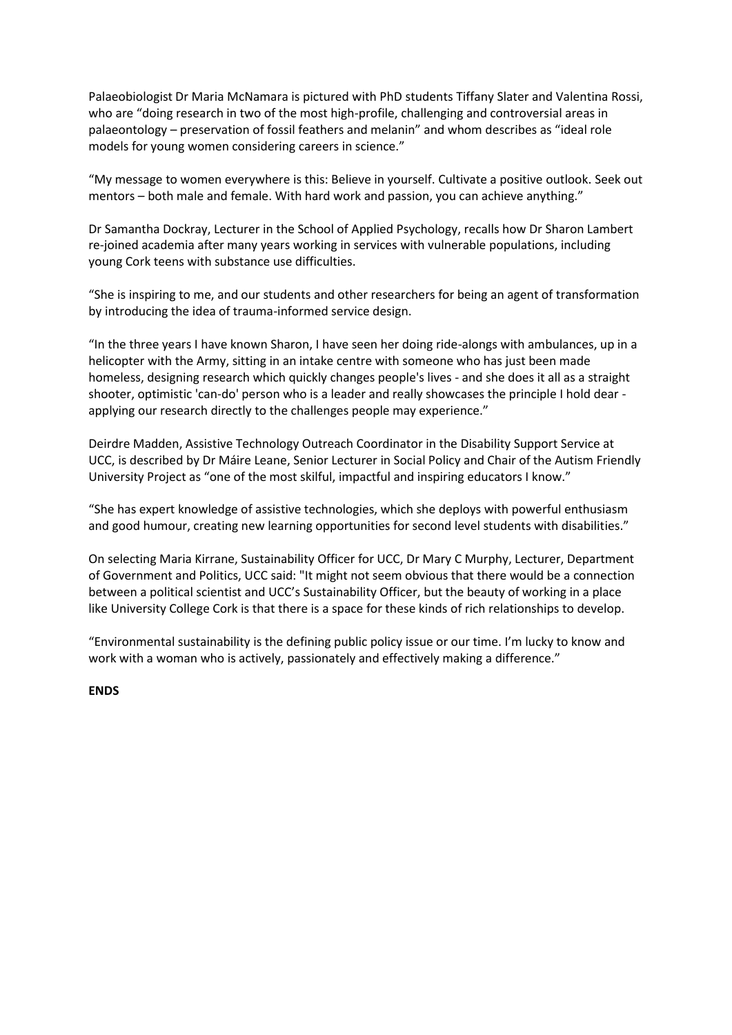Palaeobiologist Dr Maria McNamara is pictured with PhD students Tiffany Slater and Valentina Rossi, who are "doing research in two of the most high-profile, challenging and controversial areas in palaeontology – preservation of fossil feathers and melanin" and whom describes as "ideal role models for young women considering careers in science."

"My message to women everywhere is this: Believe in yourself. Cultivate a positive outlook. Seek out mentors – both male and female. With hard work and passion, you can achieve anything."

Dr Samantha Dockray, Lecturer in the School of Applied Psychology, recalls how Dr Sharon Lambert re-joined academia after many years working in services with vulnerable populations, including young Cork teens with substance use difficulties.

"She is inspiring to me, and our students and other researchers for being an agent of transformation by introducing the idea of trauma-informed service design.

"In the three years I have known Sharon, I have seen her doing ride-alongs with ambulances, up in a helicopter with the Army, sitting in an intake centre with someone who has just been made homeless, designing research which quickly changes people's lives - and she does it all as a straight shooter, optimistic 'can-do' person who is a leader and really showcases the principle I hold dear - applying our research directly to the challenges people may experience."

Deirdre Madden, Assistive Technology Outreach Coordinator in the Disability Support Service at UCC, is described by Dr Máire Leane, Senior Lecturer in Social Policy and Chair of the Autism Friendly University Project as "one of the most skilful, impactful and inspiring educators I know."

"She has expert knowledge of assistive technologies, which she deploys with powerful enthusiasm and good humour, creating new learning opportunities for second level students with disabilities."

On selecting Maria Kirrane, Sustainability Officer for UCC, Dr Mary C Murphy, Lecturer, Department of Government and Politics, UCC said: "It might not seem obvious that there would be a connection between a political scientist and UCC's Sustainability Officer, but the beauty of working in a place like University College Cork is that there is a space for these kinds of rich relationships to develop.

"Environmental sustainability is the defining public policy issue or our time. I'm lucky to know and work with a woman who is actively, passionately and effectively making a difference."

**ENDS**